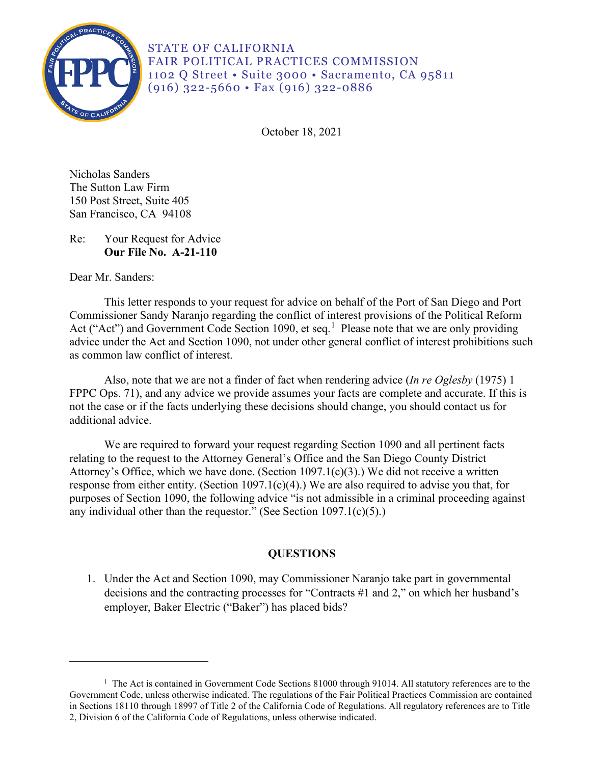STATE OF CALIFORNIA
FAIR POLITICAL PRACTICES COMMISSION
1102 Q Street • Suite 3000 • Sacramento, CA 95811
(916) 322-5660 • Fax (916) 322-0886

October 18, 2021

Nicholas Sanders
The Sutton Law Firm
150 Post Street, Suite 405
San Francisco, CA 94108

Re: Your Request for Advice
**Our File No. A-21-110**

Dear Mr. Sanders:

This letter responds to your request for advice on behalf of the Port of San Diego and Port Commissioner Sandy Naranjo regarding the conflict of interest provisions of the Political Reform Act ("Act") and Government Code Section 1090, et seq.[1] Please note that we are only providing advice under the Act and Section 1090, not under other general conflict of interest prohibitions such as common law conflict of interest.

Also, note that we are not a finder of fact when rendering advice (*In re Oglesby* (1975) 1 FPPC Ops. 71), and any advice we provide assumes your facts are complete and accurate. If this is not the case or if the facts underlying these decisions should change, you should contact us for additional advice.

We are required to forward your request regarding Section 1090 and all pertinent facts relating to the request to the Attorney General's Office and the San Diego County District Attorney's Office, which we have done. (Section 1097.1(c)(3).) We did not receive a written response from either entity. (Section 1097.1(c)(4).) We are also required to advise you that, for purposes of Section 1090, the following advice "is not admissible in a criminal proceeding against any individual other than the requestor." (See Section 1097.1(c)(5).)

## QUESTIONS

1. Under the Act and Section 1090, may Commissioner Naranjo take part in governmental decisions and the contracting processes for "Contracts #1 and 2," on which her husband's employer, Baker Electric ("Baker") has placed bids?

---

[1] The Act is contained in Government Code Sections 81000 through 91014. All statutory references are to the Government Code, unless otherwise indicated. The regulations of the Fair Political Practices Commission are contained in Sections 18110 through 18997 of Title 2 of the California Code of Regulations. All regulatory references are to Title 2, Division 6 of the California Code of Regulations, unless otherwise indicated.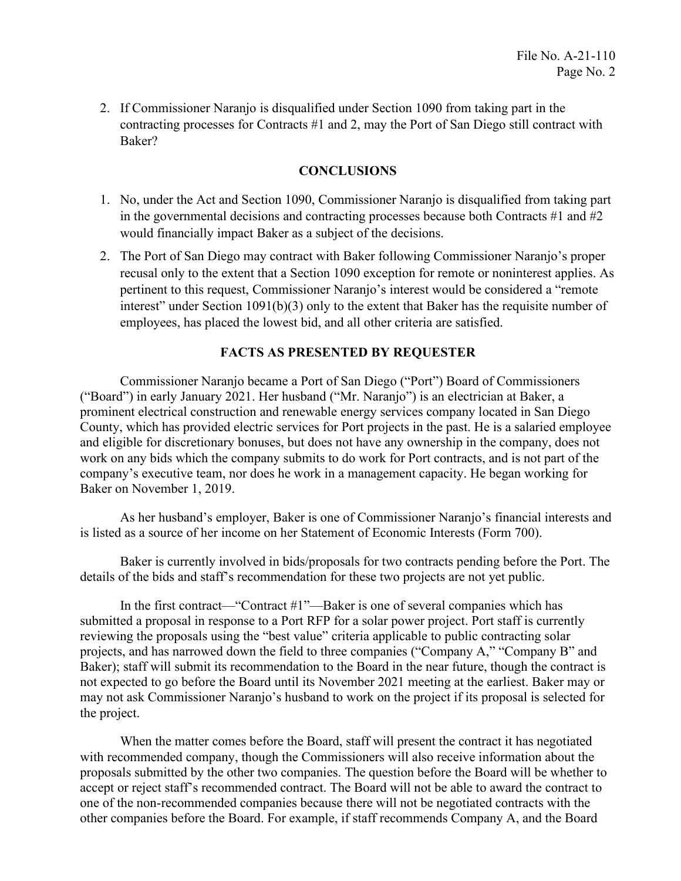2. If Commissioner Naranjo is disqualified under Section 1090 from taking part in the contracting processes for Contracts #1 and 2, may the Port of San Diego still contract with Baker?

## CONCLUSIONS

1. No, under the Act and Section 1090, Commissioner Naranjo is disqualified from taking part in the governmental decisions and contracting processes because both Contracts #1 and #2 would financially impact Baker as a subject of the decisions.
2. The Port of San Diego may contract with Baker following Commissioner Naranjo's proper recusal only to the extent that a Section 1090 exception for remote or noninterest applies. As pertinent to this request, Commissioner Naranjo's interest would be considered a "remote interest" under Section 1091(b)(3) only to the extent that Baker has the requisite number of employees, has placed the lowest bid, and all other criteria are satisfied.

## FACTS AS PRESENTED BY REQUESTER

Commissioner Naranjo became a Port of San Diego ("Port") Board of Commissioners ("Board") in early January 2021. Her husband ("Mr. Naranjo") is an electrician at Baker, a prominent electrical construction and renewable energy services company located in San Diego County, which has provided electric services for Port projects in the past. He is a salaried employee and eligible for discretionary bonuses, but does not have any ownership in the company, does not work on any bids which the company submits to do work for Port contracts, and is not part of the company's executive team, nor does he work in a management capacity. He began working for Baker on November 1, 2019.

As her husband's employer, Baker is one of Commissioner Naranjo's financial interests and is listed as a source of her income on her Statement of Economic Interests (Form 700).

Baker is currently involved in bids/proposals for two contracts pending before the Port. The details of the bids and staff's recommendation for these two projects are not yet public.

In the first contract—"Contract #1"—Baker is one of several companies which has submitted a proposal in response to a Port RFP for a solar power project. Port staff is currently reviewing the proposals using the "best value" criteria applicable to public contracting solar projects, and has narrowed down the field to three companies ("Company A," "Company B" and Baker); staff will submit its recommendation to the Board in the near future, though the contract is not expected to go before the Board until its November 2021 meeting at the earliest. Baker may or may not ask Commissioner Naranjo's husband to work on the project if its proposal is selected for the project.

When the matter comes before the Board, staff will present the contract it has negotiated with recommended company, though the Commissioners will also receive information about the proposals submitted by the other two companies. The question before the Board will be whether to accept or reject staff's recommended contract. The Board will not be able to award the contract to one of the non-recommended companies because there will not be negotiated contracts with the other companies before the Board. For example, if staff recommends Company A, and the Board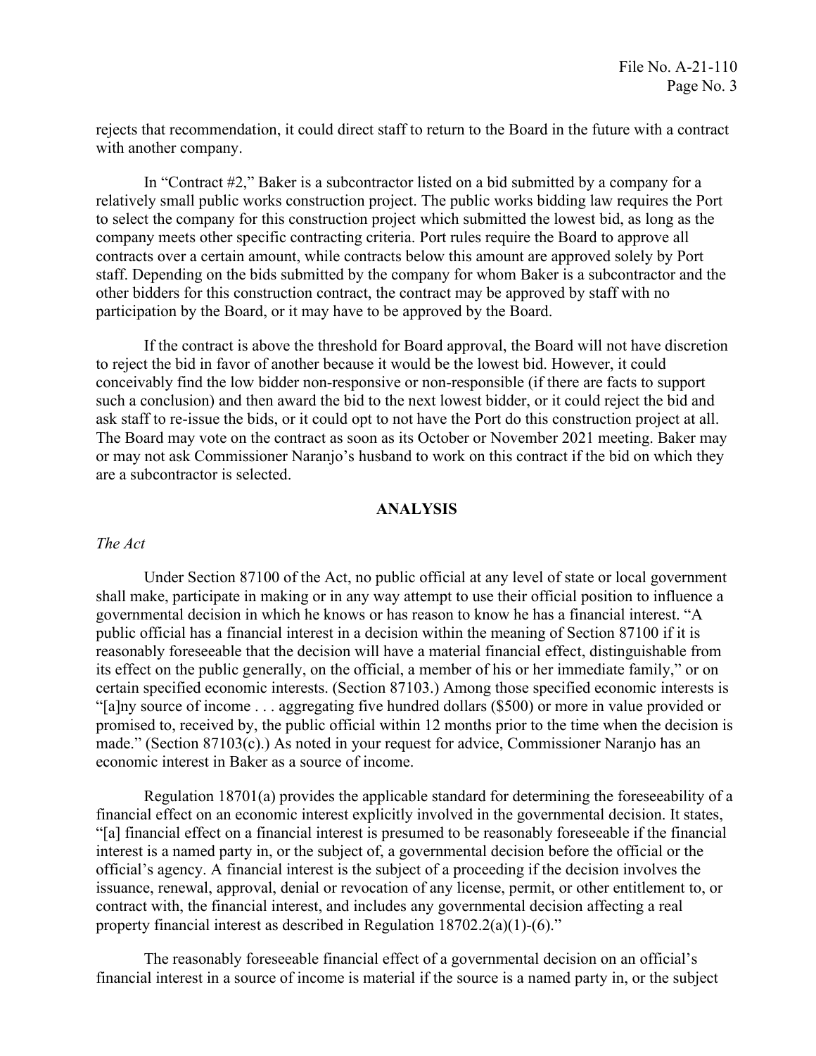rejects that recommendation, it could direct staff to return to the Board in the future with a contract with another company.

In "Contract #2," Baker is a subcontractor listed on a bid submitted by a company for a relatively small public works construction project. The public works bidding law requires the Port to select the company for this construction project which submitted the lowest bid, as long as the company meets other specific contracting criteria. Port rules require the Board to approve all contracts over a certain amount, while contracts below this amount are approved solely by Port staff. Depending on the bids submitted by the company for whom Baker is a subcontractor and the other bidders for this construction contract, the contract may be approved by staff with no participation by the Board, or it may have to be approved by the Board.

If the contract is above the threshold for Board approval, the Board will not have discretion to reject the bid in favor of another because it would be the lowest bid. However, it could conceivably find the low bidder non-responsive or non-responsible (if there are facts to support such a conclusion) and then award the bid to the next lowest bidder, or it could reject the bid and ask staff to re-issue the bids, or it could opt to not have the Port do this construction project at all. The Board may vote on the contract as soon as its October or November 2021 meeting. Baker may or may not ask Commissioner Naranjo's husband to work on this contract if the bid on which they are a subcontractor is selected.

## ANALYSIS

*The Act*

Under Section 87100 of the Act, no public official at any level of state or local government shall make, participate in making or in any way attempt to use their official position to influence a governmental decision in which he knows or has reason to know he has a financial interest. "A public official has a financial interest in a decision within the meaning of Section 87100 if it is reasonably foreseeable that the decision will have a material financial effect, distinguishable from its effect on the public generally, on the official, a member of his or her immediate family," or on certain specified economic interests. (Section 87103.) Among those specified economic interests is "[a]ny source of income . . . aggregating five hundred dollars ($500) or more in value provided or promised to, received by, the public official within 12 months prior to the time when the decision is made." (Section 87103(c).) As noted in your request for advice, Commissioner Naranjo has an economic interest in Baker as a source of income.

Regulation 18701(a) provides the applicable standard for determining the foreseeability of a financial effect on an economic interest explicitly involved in the governmental decision. It states, "[a] financial effect on a financial interest is presumed to be reasonably foreseeable if the financial interest is a named party in, or the subject of, a governmental decision before the official or the official's agency. A financial interest is the subject of a proceeding if the decision involves the issuance, renewal, approval, denial or revocation of any license, permit, or other entitlement to, or contract with, the financial interest, and includes any governmental decision affecting a real property financial interest as described in Regulation 18702.2(a)(1)-(6)."

The reasonably foreseeable financial effect of a governmental decision on an official's financial interest in a source of income is material if the source is a named party in, or the subject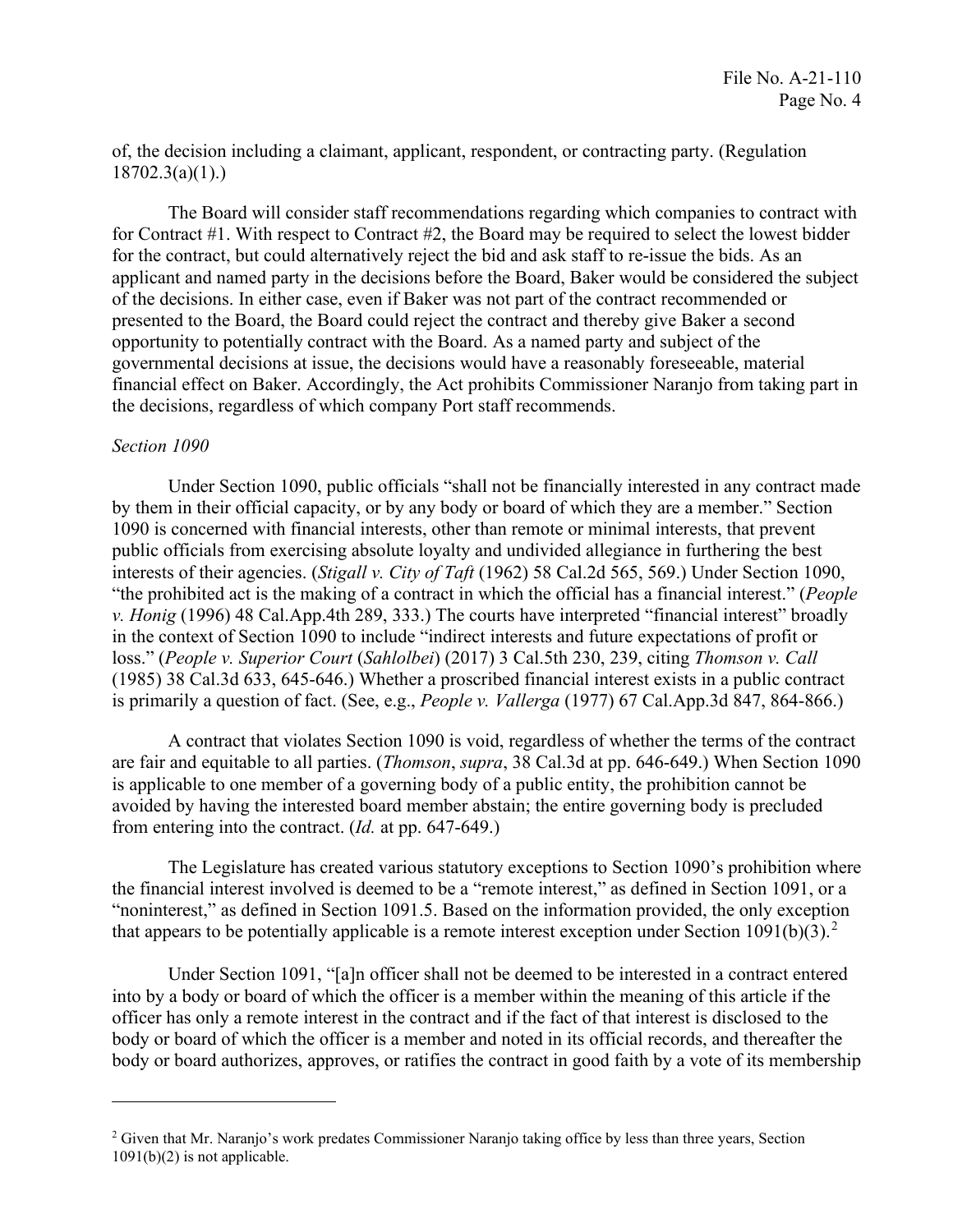of, the decision including a claimant, applicant, respondent, or contracting party. (Regulation 18702.3(a)(1).)

The Board will consider staff recommendations regarding which companies to contract with for Contract #1. With respect to Contract #2, the Board may be required to select the lowest bidder for the contract, but could alternatively reject the bid and ask staff to re-issue the bids. As an applicant and named party in the decisions before the Board, Baker would be considered the subject of the decisions. In either case, even if Baker was not part of the contract recommended or presented to the Board, the Board could reject the contract and thereby give Baker a second opportunity to potentially contract with the Board. As a named party and subject of the governmental decisions at issue, the decisions would have a reasonably foreseeable, material financial effect on Baker. Accordingly, the Act prohibits Commissioner Naranjo from taking part in the decisions, regardless of which company Port staff recommends.

*Section 1090*

Under Section 1090, public officials "shall not be financially interested in any contract made by them in their official capacity, or by any body or board of which they are a member." Section 1090 is concerned with financial interests, other than remote or minimal interests, that prevent public officials from exercising absolute loyalty and undivided allegiance in furthering the best interests of their agencies. (*Stigall v. City of Taft* (1962) 58 Cal.2d 565, 569.) Under Section 1090, "the prohibited act is the making of a contract in which the official has a financial interest." (*People v. Honig* (1996) 48 Cal.App.4th 289, 333.) The courts have interpreted "financial interest" broadly in the context of Section 1090 to include "indirect interests and future expectations of profit or loss." (*People v. Superior Court* (*Sahlolbei*) (2017) 3 Cal.5th 230, 239, citing *Thomson v. Call* (1985) 38 Cal.3d 633, 645-646.) Whether a proscribed financial interest exists in a public contract is primarily a question of fact. (See, e.g., *People v. Vallerga* (1977) 67 Cal.App.3d 847, 864-866.)

A contract that violates Section 1090 is void, regardless of whether the terms of the contract are fair and equitable to all parties. (*Thomson*, *supra*, 38 Cal.3d at pp. 646-649.) When Section 1090 is applicable to one member of a governing body of a public entity, the prohibition cannot be avoided by having the interested board member abstain; the entire governing body is precluded from entering into the contract. (*Id.* at pp. 647-649.)

The Legislature has created various statutory exceptions to Section 1090's prohibition where the financial interest involved is deemed to be a "remote interest," as defined in Section 1091, or a "noninterest," as defined in Section 1091.5. Based on the information provided, the only exception that appears to be potentially applicable is a remote interest exception under Section 1091(b)(3).[2]

Under Section 1091, "[a]n officer shall not be deemed to be interested in a contract entered into by a body or board of which the officer is a member within the meaning of this article if the officer has only a remote interest in the contract and if the fact of that interest is disclosed to the body or board of which the officer is a member and noted in its official records, and thereafter the body or board authorizes, approves, or ratifies the contract in good faith by a vote of its membership

[2] Given that Mr. Naranjo's work predates Commissioner Naranjo taking office by less than three years, Section 1091(b)(2) is not applicable.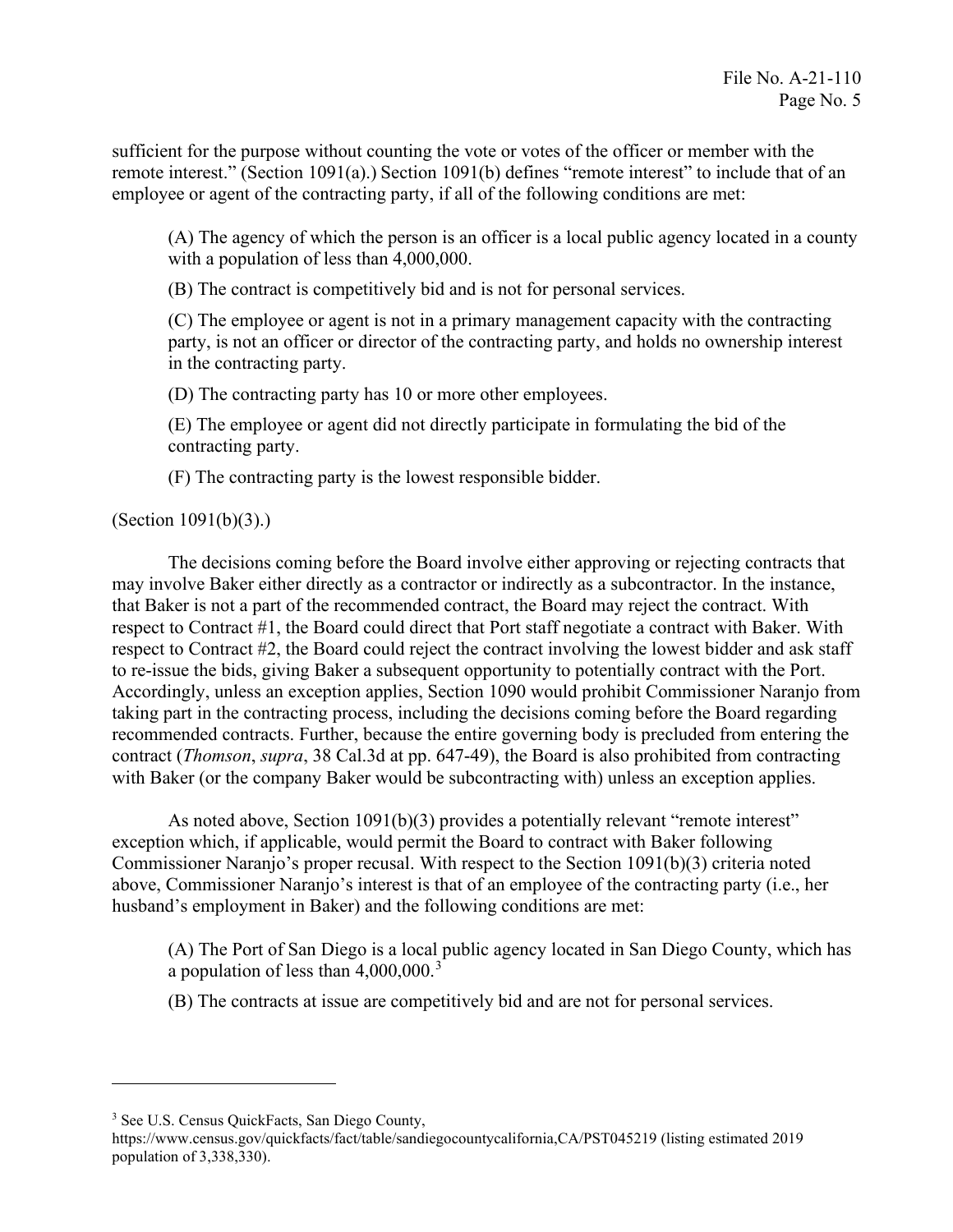sufficient for the purpose without counting the vote or votes of the officer or member with the remote interest." (Section 1091(a).) Section 1091(b) defines "remote interest" to include that of an employee or agent of the contracting party, if all of the following conditions are met:

> (A) The agency of which the person is an officer is a local public agency located in a county with a population of less than 4,000,000.
>
> (B) The contract is competitively bid and is not for personal services.
>
> (C) The employee or agent is not in a primary management capacity with the contracting party, is not an officer or director of the contracting party, and holds no ownership interest in the contracting party.
>
> (D) The contracting party has 10 or more other employees.
>
> (E) The employee or agent did not directly participate in formulating the bid of the contracting party.
>
> (F) The contracting party is the lowest responsible bidder.

(Section 1091(b)(3).)

The decisions coming before the Board involve either approving or rejecting contracts that may involve Baker either directly as a contractor or indirectly as a subcontractor. In the instance, that Baker is not a part of the recommended contract, the Board may reject the contract. With respect to Contract #1, the Board could direct that Port staff negotiate a contract with Baker. With respect to Contract #2, the Board could reject the contract involving the lowest bidder and ask staff to re-issue the bids, giving Baker a subsequent opportunity to potentially contract with the Port. Accordingly, unless an exception applies, Section 1090 would prohibit Commissioner Naranjo from taking part in the contracting process, including the decisions coming before the Board regarding recommended contracts. Further, because the entire governing body is precluded from entering the contract (*Thomson*, *supra*, 38 Cal.3d at pp. 647-49), the Board is also prohibited from contracting with Baker (or the company Baker would be subcontracting with) unless an exception applies.

As noted above, Section 1091(b)(3) provides a potentially relevant "remote interest" exception which, if applicable, would permit the Board to contract with Baker following Commissioner Naranjo's proper recusal. With respect to the Section 1091(b)(3) criteria noted above, Commissioner Naranjo's interest is that of an employee of the contracting party (i.e., her husband's employment in Baker) and the following conditions are met:

> (A) The Port of San Diego is a local public agency located in San Diego County, which has a population of less than 4,000,000.[3]
>
> (B) The contracts at issue are competitively bid and are not for personal services.

---

[3] See U.S. Census QuickFacts, San Diego County, https://www.census.gov/quickfacts/fact/table/sandiegocountycalifornia,CA/PST045219 (listing estimated 2019 population of 3,338,330).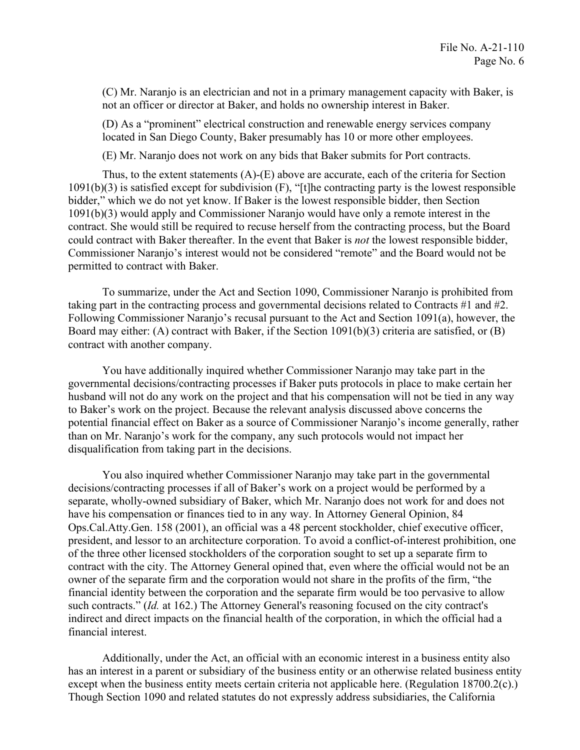(C) Mr. Naranjo is an electrician and not in a primary management capacity with Baker, is not an officer or director at Baker, and holds no ownership interest in Baker.

(D) As a "prominent" electrical construction and renewable energy services company located in San Diego County, Baker presumably has 10 or more other employees.

(E) Mr. Naranjo does not work on any bids that Baker submits for Port contracts.

Thus, to the extent statements (A)-(E) above are accurate, each of the criteria for Section 1091(b)(3) is satisfied except for subdivision (F), "[t]he contracting party is the lowest responsible bidder," which we do not yet know. If Baker is the lowest responsible bidder, then Section 1091(b)(3) would apply and Commissioner Naranjo would have only a remote interest in the contract. She would still be required to recuse herself from the contracting process, but the Board could contract with Baker thereafter. In the event that Baker is *not* the lowest responsible bidder, Commissioner Naranjo's interest would not be considered "remote" and the Board would not be permitted to contract with Baker.

To summarize, under the Act and Section 1090, Commissioner Naranjo is prohibited from taking part in the contracting process and governmental decisions related to Contracts #1 and #2. Following Commissioner Naranjo's recusal pursuant to the Act and Section 1091(a), however, the Board may either: (A) contract with Baker, if the Section 1091(b)(3) criteria are satisfied, or (B) contract with another company.

You have additionally inquired whether Commissioner Naranjo may take part in the governmental decisions/contracting processes if Baker puts protocols in place to make certain her husband will not do any work on the project and that his compensation will not be tied in any way to Baker's work on the project. Because the relevant analysis discussed above concerns the potential financial effect on Baker as a source of Commissioner Naranjo's income generally, rather than on Mr. Naranjo's work for the company, any such protocols would not impact her disqualification from taking part in the decisions.

You also inquired whether Commissioner Naranjo may take part in the governmental decisions/contracting processes if all of Baker's work on a project would be performed by a separate, wholly-owned subsidiary of Baker, which Mr. Naranjo does not work for and does not have his compensation or finances tied to in any way. In Attorney General Opinion, 84 Ops.Cal.Atty.Gen. 158 (2001), an official was a 48 percent stockholder, chief executive officer, president, and lessor to an architecture corporation. To avoid a conflict-of-interest prohibition, one of the three other licensed stockholders of the corporation sought to set up a separate firm to contract with the city. The Attorney General opined that, even where the official would not be an owner of the separate firm and the corporation would not share in the profits of the firm, "the financial identity between the corporation and the separate firm would be too pervasive to allow such contracts." (*Id.* at 162.) The Attorney General's reasoning focused on the city contract's indirect and direct impacts on the financial health of the corporation, in which the official had a financial interest.

Additionally, under the Act, an official with an economic interest in a business entity also has an interest in a parent or subsidiary of the business entity or an otherwise related business entity except when the business entity meets certain criteria not applicable here. (Regulation 18700.2(c).) Though Section 1090 and related statutes do not expressly address subsidiaries, the California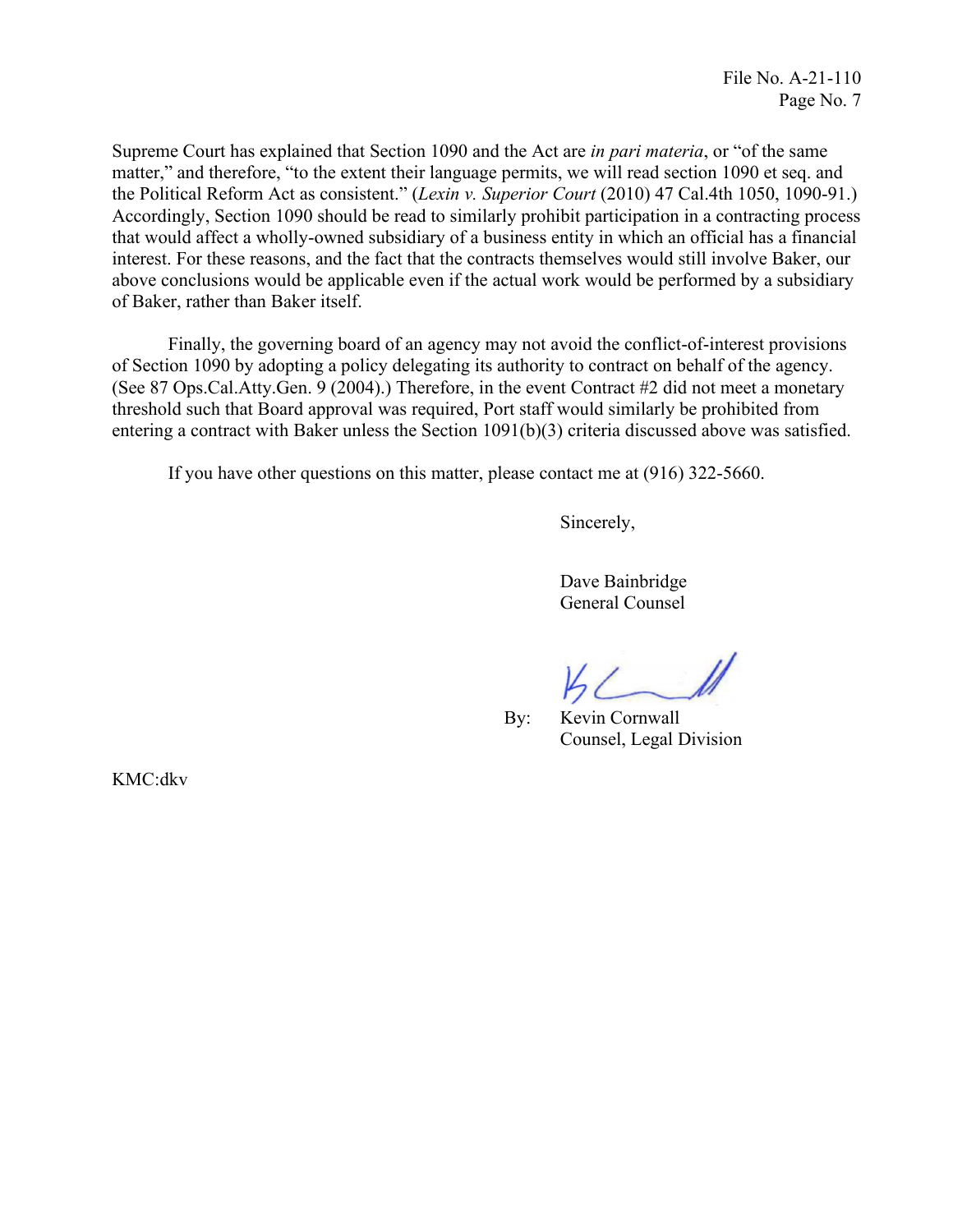Supreme Court has explained that Section 1090 and the Act are *in pari materia*, or "of the same matter," and therefore, "to the extent their language permits, we will read section 1090 et seq. and the Political Reform Act as consistent." (*Lexin v. Superior Court* (2010) 47 Cal.4th 1050, 1090-91.) Accordingly, Section 1090 should be read to similarly prohibit participation in a contracting process that would affect a wholly-owned subsidiary of a business entity in which an official has a financial interest. For these reasons, and the fact that the contracts themselves would still involve Baker, our above conclusions would be applicable even if the actual work would be performed by a subsidiary of Baker, rather than Baker itself.

Finally, the governing board of an agency may not avoid the conflict-of-interest provisions of Section 1090 by adopting a policy delegating its authority to contract on behalf of the agency. (See 87 Ops.Cal.Atty.Gen. 9 (2004).) Therefore, in the event Contract #2 did not meet a monetary threshold such that Board approval was required, Port staff would similarly be prohibited from entering a contract with Baker unless the Section 1091(b)(3) criteria discussed above was satisfied.

If you have other questions on this matter, please contact me at (916) 322-5660.

Sincerely,

Dave Bainbridge
General Counsel

By: Kevin Cornwall
Counsel, Legal Division

KMC:dkv